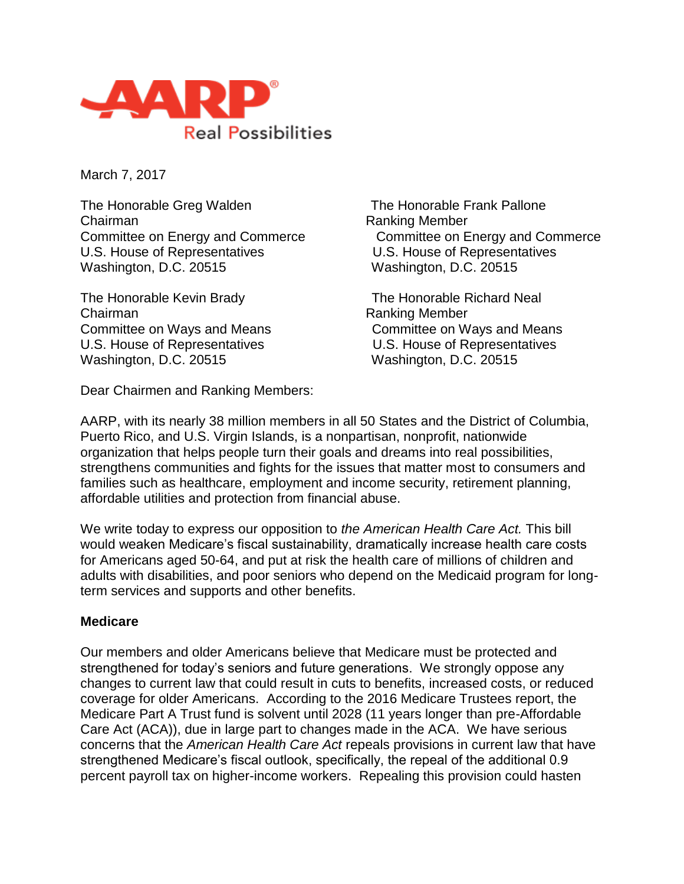AARP
Real Possibilities

March 7, 2017

The Honorable Greg Walden
Chairman
Committee on Energy and Commerce
U.S. House of Representatives
Washington, D.C. 20515

The Honorable Frank Pallone
Ranking Member
Committee on Energy and Commerce
U.S. House of Representatives
Washington, D.C. 20515

The Honorable Kevin Brady
Chairman
Committee on Ways and Means
U.S. House of Representatives
Washington, D.C. 20515

The Honorable Richard Neal
Ranking Member
Committee on Ways and Means
U.S. House of Representatives
Washington, D.C. 20515

Dear Chairmen and Ranking Members:

AARP, with its nearly 38 million members in all 50 States and the District of Columbia, Puerto Rico, and U.S. Virgin Islands, is a nonpartisan, nonprofit, nationwide organization that helps people turn their goals and dreams into real possibilities, strengthens communities and fights for the issues that matter most to consumers and families such as healthcare, employment and income security, retirement planning, affordable utilities and protection from financial abuse.

We write today to express our opposition to *the American Health Care Act.* This bill would weaken Medicare's fiscal sustainability, dramatically increase health care costs for Americans aged 50-64, and put at risk the health care of millions of children and adults with disabilities, and poor seniors who depend on the Medicaid program for long-term services and supports and other benefits.

**Medicare**

Our members and older Americans believe that Medicare must be protected and strengthened for today's seniors and future generations. We strongly oppose any changes to current law that could result in cuts to benefits, increased costs, or reduced coverage for older Americans. According to the 2016 Medicare Trustees report, the Medicare Part A Trust fund is solvent until 2028 (11 years longer than pre-Affordable Care Act (ACA)), due in large part to changes made in the ACA. We have serious concerns that the *American Health Care Act* repeals provisions in current law that have strengthened Medicare's fiscal outlook, specifically, the repeal of the additional 0.9 percent payroll tax on higher-income workers. Repealing this provision could hasten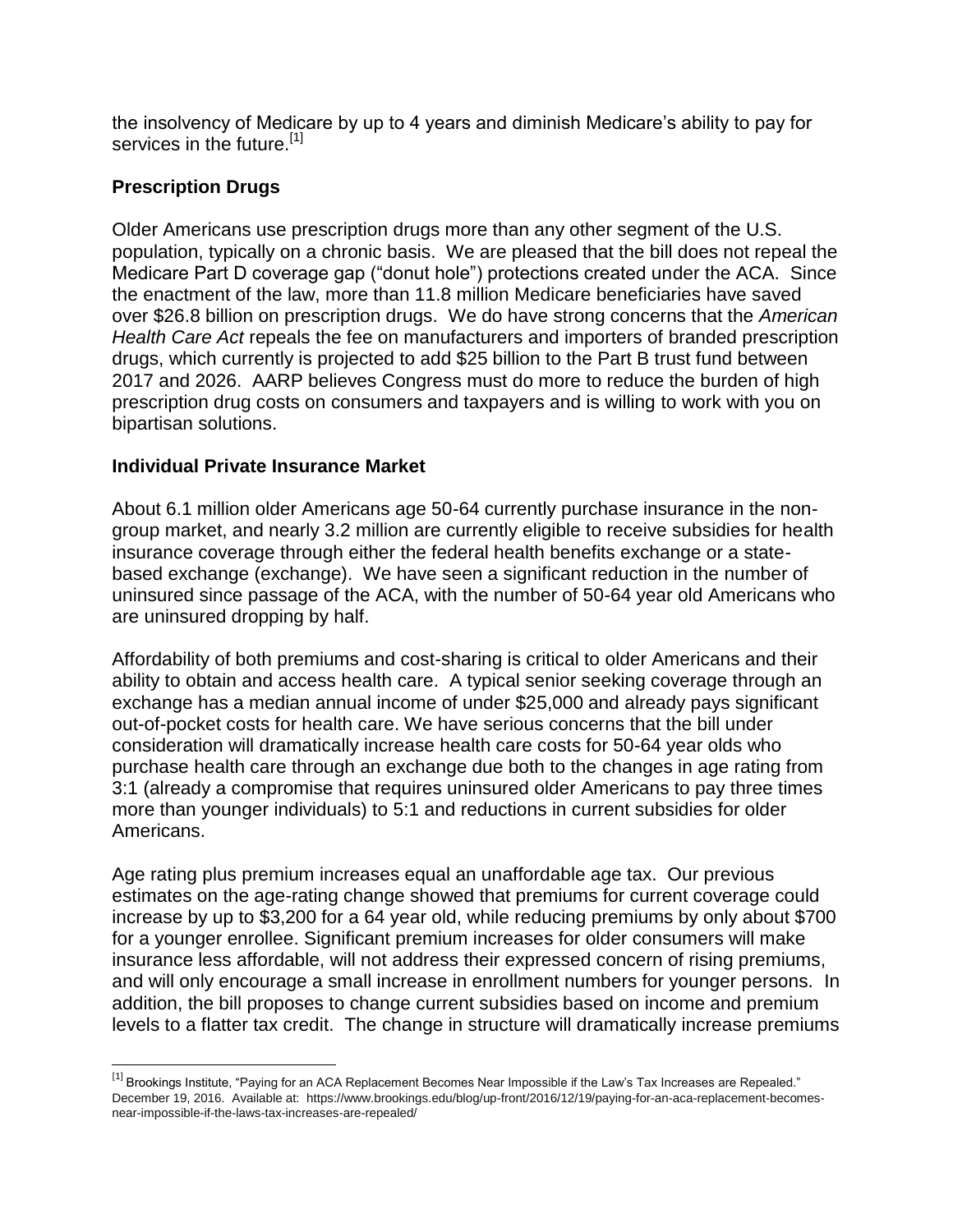the insolvency of Medicare by up to 4 years and diminish Medicare's ability to pay for services in the future.[1]

## Prescription Drugs

Older Americans use prescription drugs more than any other segment of the U.S. population, typically on a chronic basis. We are pleased that the bill does not repeal the Medicare Part D coverage gap ("donut hole") protections created under the ACA. Since the enactment of the law, more than 11.8 million Medicare beneficiaries have saved over $26.8 billion on prescription drugs. We do have strong concerns that the *American Health Care Act* repeals the fee on manufacturers and importers of branded prescription drugs, which currently is projected to add $25 billion to the Part B trust fund between 2017 and 2026. AARP believes Congress must do more to reduce the burden of high prescription drug costs on consumers and taxpayers and is willing to work with you on bipartisan solutions.

## Individual Private Insurance Market

About 6.1 million older Americans age 50-64 currently purchase insurance in the non-group market, and nearly 3.2 million are currently eligible to receive subsidies for health insurance coverage through either the federal health benefits exchange or a state-based exchange (exchange). We have seen a significant reduction in the number of uninsured since passage of the ACA, with the number of 50-64 year old Americans who are uninsured dropping by half.

Affordability of both premiums and cost-sharing is critical to older Americans and their ability to obtain and access health care. A typical senior seeking coverage through an exchange has a median annual income of under $25,000 and already pays significant out-of-pocket costs for health care. We have serious concerns that the bill under consideration will dramatically increase health care costs for 50-64 year olds who purchase health care through an exchange due both to the changes in age rating from 3:1 (already a compromise that requires uninsured older Americans to pay three times more than younger individuals) to 5:1 and reductions in current subsidies for older Americans.

Age rating plus premium increases equal an unaffordable age tax. Our previous estimates on the age-rating change showed that premiums for current coverage could increase by up to $3,200 for a 64 year old, while reducing premiums by only about $700 for a younger enrollee. Significant premium increases for older consumers will make insurance less affordable, will not address their expressed concern of rising premiums, and will only encourage a small increase in enrollment numbers for younger persons. In addition, the bill proposes to change current subsidies based on income and premium levels to a flatter tax credit. The change in structure will dramatically increase premiums

---

[1] Brookings Institute, "Paying for an ACA Replacement Becomes Near Impossible if the Law's Tax Increases are Repealed." December 19, 2016. Available at: https://www.brookings.edu/blog/up-front/2016/12/19/paying-for-an-aca-replacement-becomes-near-impossible-if-the-laws-tax-increases-are-repealed/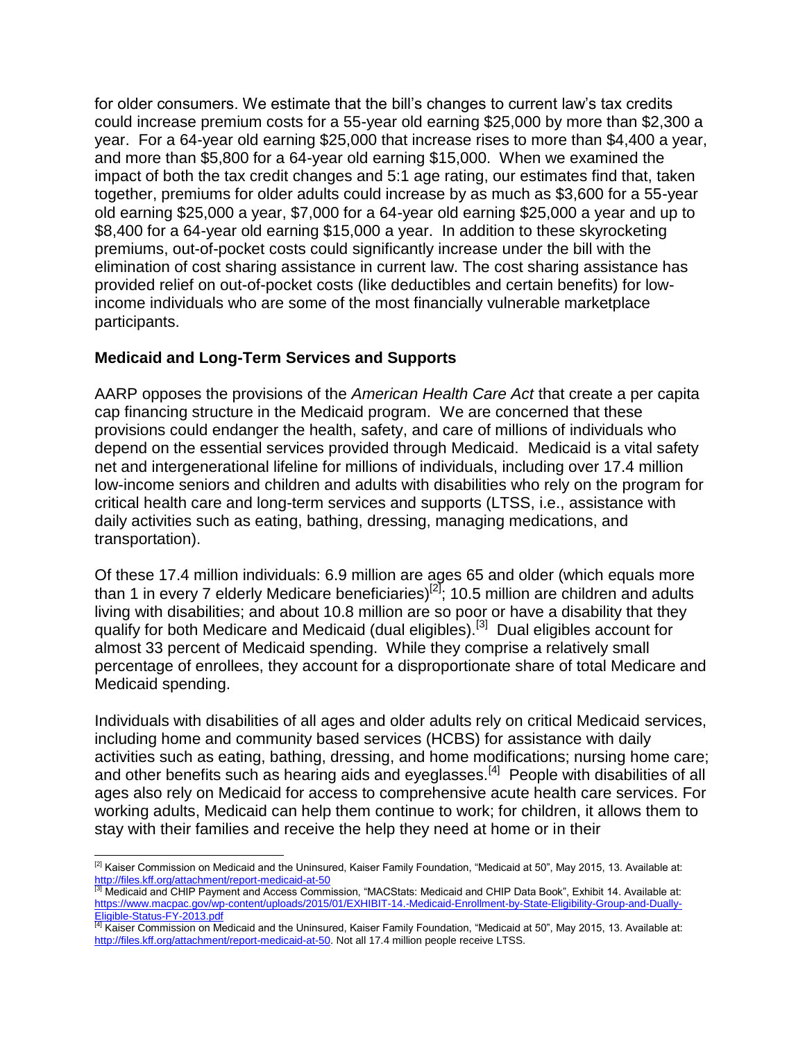for older consumers. We estimate that the bill's changes to current law's tax credits could increase premium costs for a 55-year old earning $25,000 by more than $2,300 a year. For a 64-year old earning $25,000 that increase rises to more than $4,400 a year, and more than $5,800 for a 64-year old earning $15,000. When we examined the impact of both the tax credit changes and 5:1 age rating, our estimates find that, taken together, premiums for older adults could increase by as much as $3,600 for a 55-year old earning $25,000 a year, $7,000 for a 64-year old earning $25,000 a year and up to $8,400 for a 64-year old earning $15,000 a year. In addition to these skyrocketing premiums, out-of-pocket costs could significantly increase under the bill with the elimination of cost sharing assistance in current law. The cost sharing assistance has provided relief on out-of-pocket costs (like deductibles and certain benefits) for low-income individuals who are some of the most financially vulnerable marketplace participants.

**Medicaid and Long-Term Services and Supports**

AARP opposes the provisions of the *American Health Care Act* that create a per capita cap financing structure in the Medicaid program. We are concerned that these provisions could endanger the health, safety, and care of millions of individuals who depend on the essential services provided through Medicaid. Medicaid is a vital safety net and intergenerational lifeline for millions of individuals, including over 17.4 million low-income seniors and children and adults with disabilities who rely on the program for critical health care and long-term services and supports (LTSS, i.e., assistance with daily activities such as eating, bathing, dressing, managing medications, and transportation).

Of these 17.4 million individuals: 6.9 million are ages 65 and older (which equals more than 1 in every 7 elderly Medicare beneficiaries)[2]; 10.5 million are children and adults living with disabilities; and about 10.8 million are so poor or have a disability that they qualify for both Medicare and Medicaid (dual eligibles).[3] Dual eligibles account for almost 33 percent of Medicaid spending. While they comprise a relatively small percentage of enrollees, they account for a disproportionate share of total Medicare and Medicaid spending.

Individuals with disabilities of all ages and older adults rely on critical Medicaid services, including home and community based services (HCBS) for assistance with daily activities such as eating, bathing, dressing, and home modifications; nursing home care; and other benefits such as hearing aids and eyeglasses.[4] People with disabilities of all ages also rely on Medicaid for access to comprehensive acute health care services. For working adults, Medicaid can help them continue to work; for children, it allows them to stay with their families and receive the help they need at home or in their

---

[2] Kaiser Commission on Medicaid and the Uninsured, Kaiser Family Foundation, "Medicaid at 50", May 2015, 13. Available at: http://files.kff.org/attachment/report-medicaid-at-50

[3] Medicaid and CHIP Payment and Access Commission, "MACStats: Medicaid and CHIP Data Book", Exhibit 14. Available at: https://www.macpac.gov/wp-content/uploads/2015/01/EXHIBIT-14.-Medicaid-Enrollment-by-State-Eligibility-Group-and-Dually-Eligible-Status-FY-2013.pdf

[4] Kaiser Commission on Medicaid and the Uninsured, Kaiser Family Foundation, "Medicaid at 50", May 2015, 13. Available at: http://files.kff.org/attachment/report-medicaid-at-50. Not all 17.4 million people receive LTSS.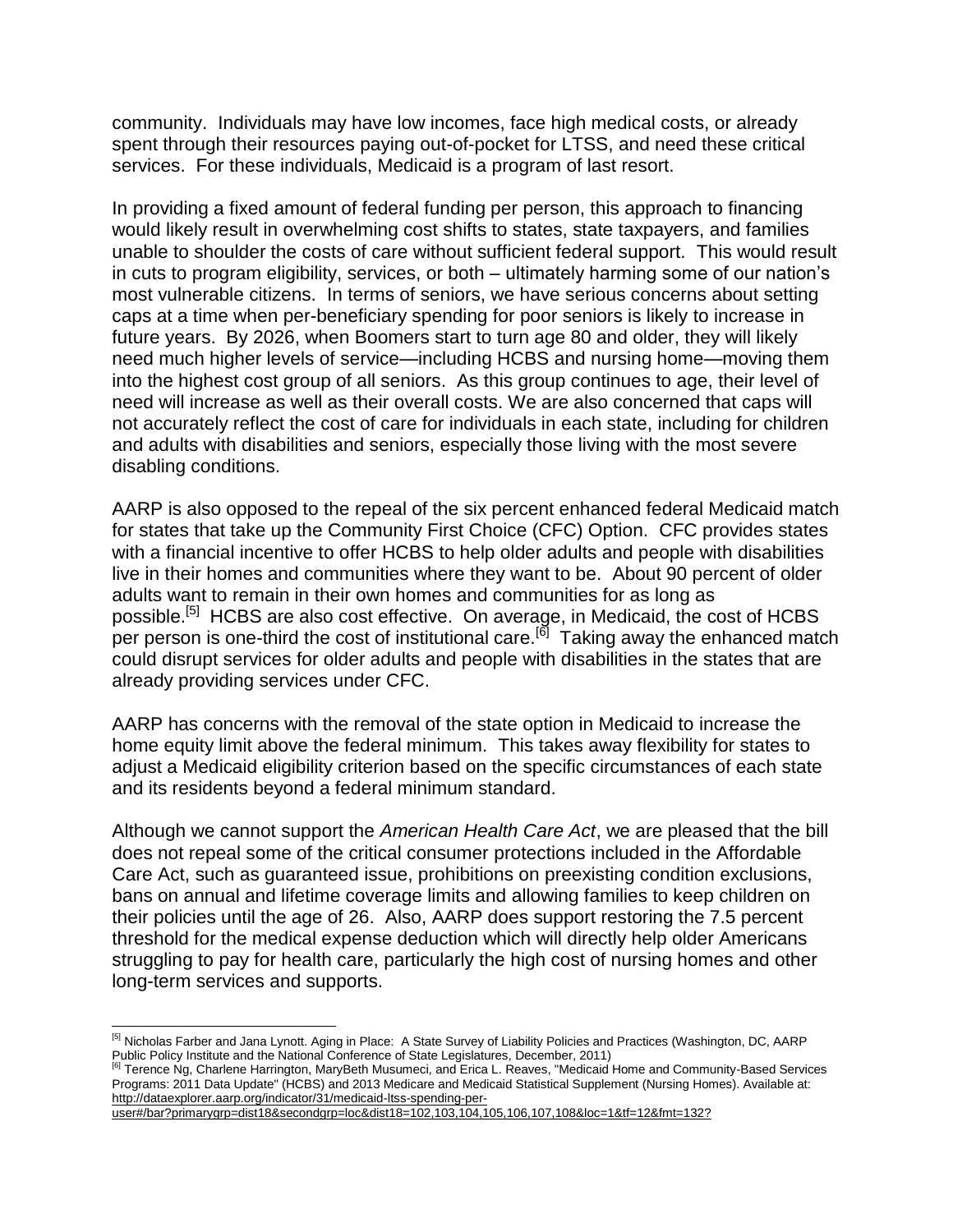community. Individuals may have low incomes, face high medical costs, or already spent through their resources paying out-of-pocket for LTSS, and need these critical services. For these individuals, Medicaid is a program of last resort.

In providing a fixed amount of federal funding per person, this approach to financing would likely result in overwhelming cost shifts to states, state taxpayers, and families unable to shoulder the costs of care without sufficient federal support. This would result in cuts to program eligibility, services, or both – ultimately harming some of our nation's most vulnerable citizens. In terms of seniors, we have serious concerns about setting caps at a time when per-beneficiary spending for poor seniors is likely to increase in future years. By 2026, when Boomers start to turn age 80 and older, they will likely need much higher levels of service—including HCBS and nursing home—moving them into the highest cost group of all seniors. As this group continues to age, their level of need will increase as well as their overall costs. We are also concerned that caps will not accurately reflect the cost of care for individuals in each state, including for children and adults with disabilities and seniors, especially those living with the most severe disabling conditions.

AARP is also opposed to the repeal of the six percent enhanced federal Medicaid match for states that take up the Community First Choice (CFC) Option. CFC provides states with a financial incentive to offer HCBS to help older adults and people with disabilities live in their homes and communities where they want to be. About 90 percent of older adults want to remain in their own homes and communities for as long as possible.[5] HCBS are also cost effective. On average, in Medicaid, the cost of HCBS per person is one-third the cost of institutional care.[6] Taking away the enhanced match could disrupt services for older adults and people with disabilities in the states that are already providing services under CFC.

AARP has concerns with the removal of the state option in Medicaid to increase the home equity limit above the federal minimum. This takes away flexibility for states to adjust a Medicaid eligibility criterion based on the specific circumstances of each state and its residents beyond a federal minimum standard.

Although we cannot support the *American Health Care Act*, we are pleased that the bill does not repeal some of the critical consumer protections included in the Affordable Care Act, such as guaranteed issue, prohibitions on preexisting condition exclusions, bans on annual and lifetime coverage limits and allowing families to keep children on their policies until the age of 26. Also, AARP does support restoring the 7.5 percent threshold for the medical expense deduction which will directly help older Americans struggling to pay for health care, particularly the high cost of nursing homes and other long-term services and supports.

---

[5] Nicholas Farber and Jana Lynott. Aging in Place: A State Survey of Liability Policies and Practices (Washington, DC, AARP Public Policy Institute and the National Conference of State Legislatures, December, 2011)

[6] Terence Ng, Charlene Harrington, MaryBeth Musumeci, and Erica L. Reaves, "Medicaid Home and Community-Based Services Programs: 2011 Data Update" (HCBS) and 2013 Medicare and Medicaid Statistical Supplement (Nursing Homes). Available at: http://dataexplorer.aarp.org/indicator/31/medicaid-ltss-spending-per-user#/bar?primarygrp=dist18&secondgrp=loc&dist18=102,103,104,105,106,107,108&loc=1&tf=12&fmt=132?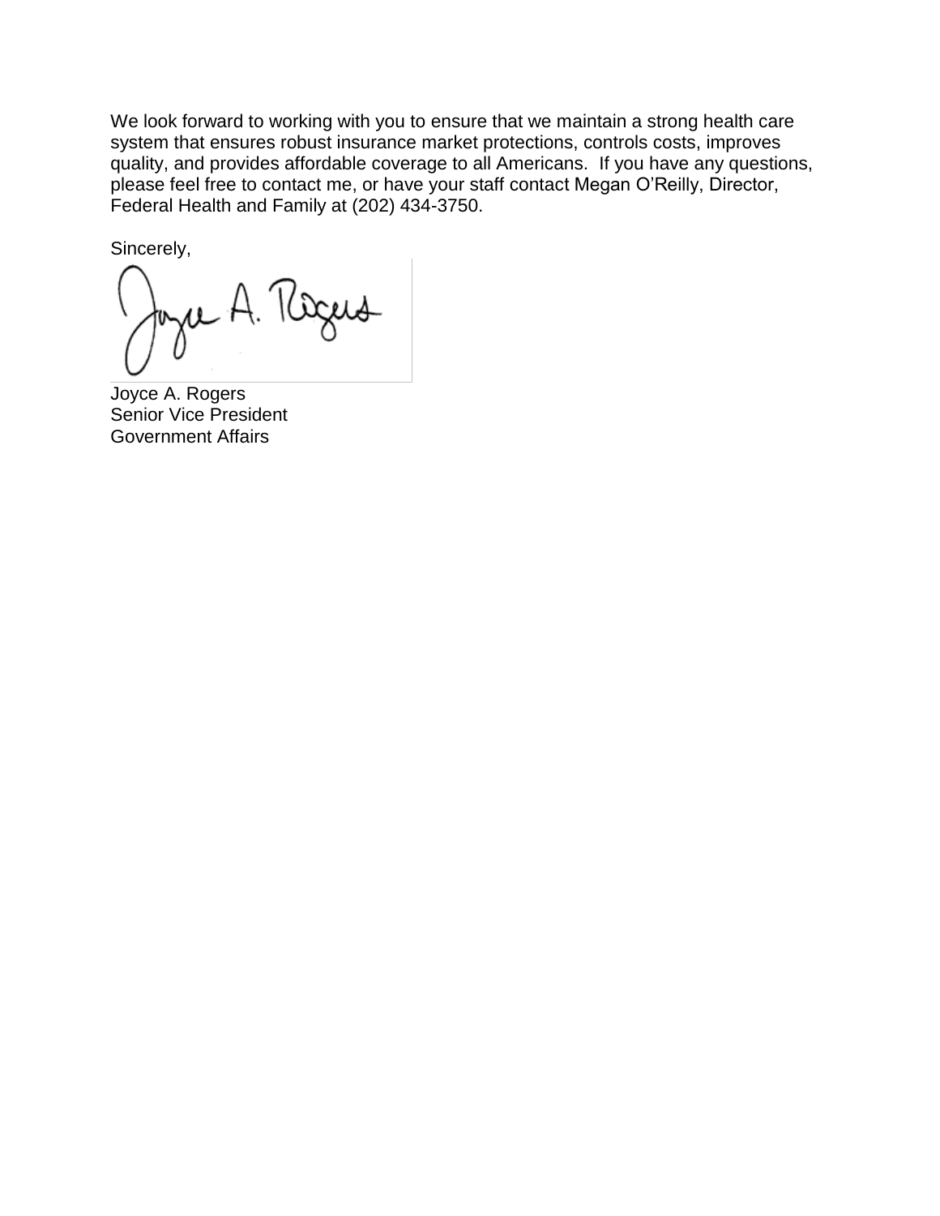We look forward to working with you to ensure that we maintain a strong health care system that ensures robust insurance market protections, controls costs, improves quality, and provides affordable coverage to all Americans. If you have any questions, please feel free to contact me, or have your staff contact Megan O'Reilly, Director, Federal Health and Family at (202) 434-3750.

Sincerely,

Joyce A. Rogers
Senior Vice President
Government Affairs